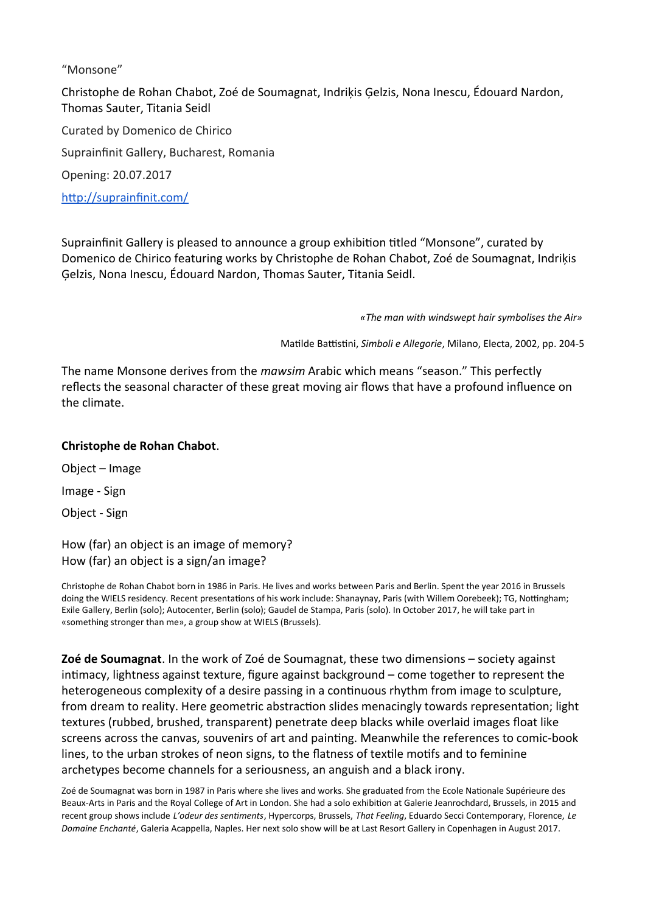“Monsone”

Christophe de Rohan Chabot, Zoé de Soumagnat, Indriķis Ģelzis, Nona Inescu, Édouard Nardon, Thomas Sauter, Titania Seidl

Curated by Domenico de Chirico

Suprainfinit Gallery, Bucharest, Romania

Opening: 20.07.2017

[http://suprainfinit.com/](http://suprainfinit.com/)

Suprainfinit Gallery is pleased to announce a group exhibition titled “Monsone”, curated by Domenico de Chirico featuring works by Christophe de Rohan Chabot, Zoé de Soumagnat, Indriķis Ģelzis, Nona Inescu, Édouard Nardon, Thomas Sauter, Titania Seidl.

*«The man with windswept hair symbolises the Air»*

Matilde Battistini, *Simboli e Allegorie*, Milano, Electa, 2002, pp. 204-5

The name Monsone derives from the *mawsim* Arabic which means “season.” This perfectly reflects the seasonal character of these great moving air flows that have a profound influence on the climate.

**Christophe de Rohan Chabot**.

Object – Image

Image - Sign

Object - Sign

How (far) an object is an image of memory?
How (far) an object is a sign/an image?

Christophe de Rohan Chabot born in 1986 in Paris. He lives and works between Paris and Berlin. Spent the year 2016 in Brussels doing the WIELS residency. Recent presentations of his work include: Shanaynay, Paris (with Willem Oorebeek); TG, Nottingham; Exile Gallery, Berlin (solo); Autocenter, Berlin (solo); Gaudel de Stampa, Paris (solo). In October 2017, he will take part in «something stronger than me», a group show at WIELS (Brussels).

**Zoé de Soumagnat**. In the work of Zoé de Soumagnat, these two dimensions – society against intimacy, lightness against texture, figure against background – come together to represent the heterogeneous complexity of a desire passing in a continuous rhythm from image to sculpture, from dream to reality. Here geometric abstraction slides menacingly towards representation; light textures (rubbed, brushed, transparent) penetrate deep blacks while overlaid images float like screens across the canvas, souvenirs of art and painting. Meanwhile the references to comic-book lines, to the urban strokes of neon signs, to the flatness of textile motifs and to feminine archetypes become channels for a seriousness, an anguish and a black irony.

Zoé de Soumagnat was born in 1987 in Paris where she lives and works. She graduated from the Ecole Nationale Supérieure des Beaux-Arts in Paris and the Royal College of Art in London. She had a solo exhibition at Galerie Jeanrochdard, Brussels, in 2015 and recent group shows include *L’odeur des sentiments*, Hypercorps, Brussels, *That Feeling*, Eduardo Secci Contemporary, Florence, *Le Domaine Enchanté*, Galeria Acappella, Naples. Her next solo show will be at Last Resort Gallery in Copenhagen in August 2017.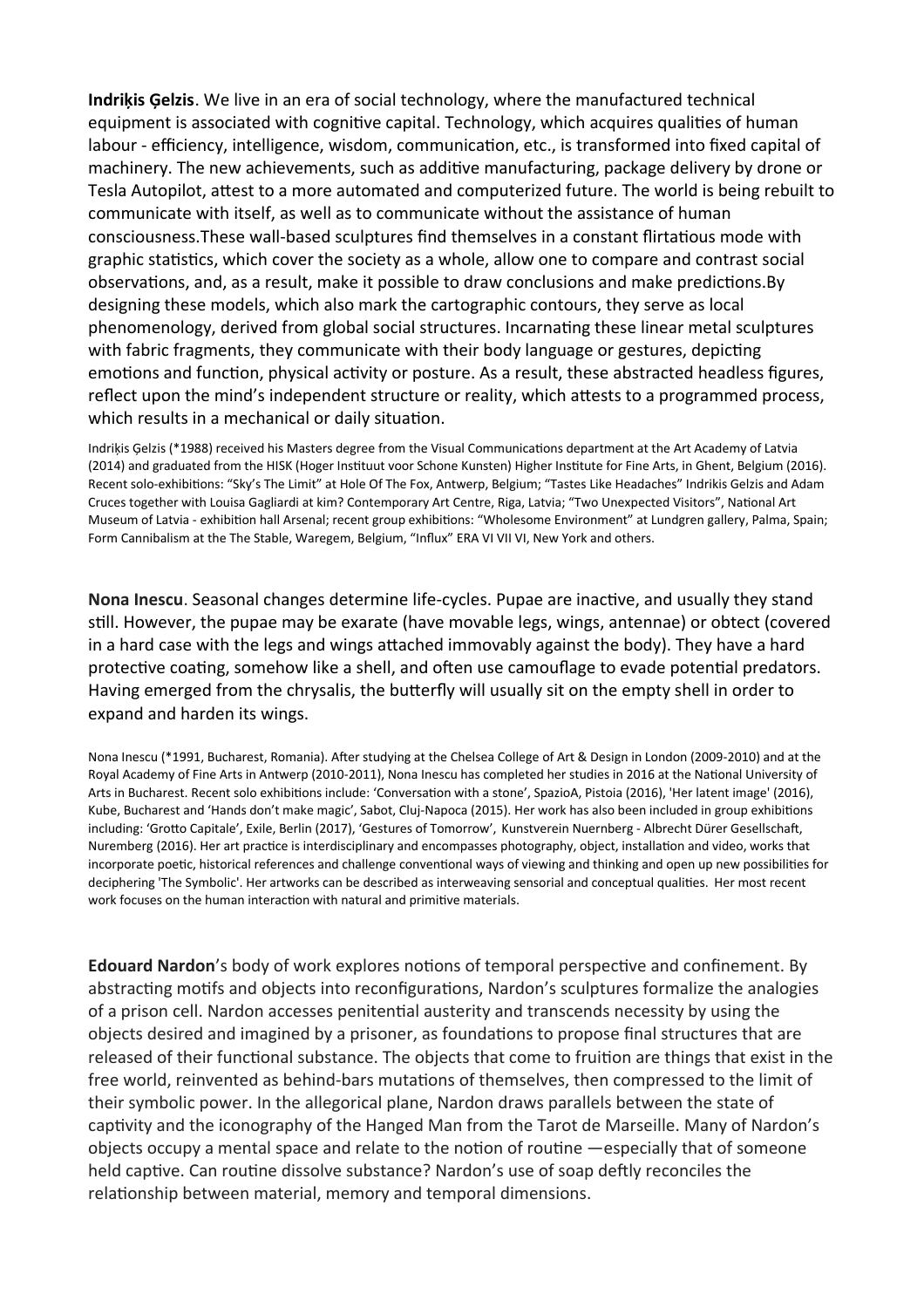**Indriķis Ģelzis**. We live in an era of social technology, where the manufactured technical equipment is associated with cognitive capital. Technology, which acquires qualities of human labour - efficiency, intelligence, wisdom, communication, etc., is transformed into fixed capital of machinery. The new achievements, such as additive manufacturing, package delivery by drone or Tesla Autopilot, attest to a more automated and computerized future. The world is being rebuilt to communicate with itself, as well as to communicate without the assistance of human consciousness.These wall-based sculptures find themselves in a constant flirtatious mode with graphic statistics, which cover the society as a whole, allow one to compare and contrast social observations, and, as a result, make it possible to draw conclusions and make predictions.By designing these models, which also mark the cartographic contours, they serve as local phenomenology, derived from global social structures. Incarnating these linear metal sculptures with fabric fragments, they communicate with their body language or gestures, depicting emotions and function, physical activity or posture. As a result, these abstracted headless figures, reflect upon the mind's independent structure or reality, which attests to a programmed process, which results in a mechanical or daily situation.

Indriķis Ģelzis (*1988) received his Masters degree from the Visual Communications department at the Art Academy of Latvia (2014) and graduated from the HISK (Hoger Instituut voor Schone Kunsten) Higher Institute for Fine Arts, in Ghent, Belgium (2016). Recent solo-exhibitions: "Sky's The Limit" at Hole Of The Fox, Antwerp, Belgium; "Tastes Like Headaches" Indrikis Gelzis and Adam Cruces together with Louisa Gagliardi at kim? Contemporary Art Centre, Riga, Latvia; "Two Unexpected Visitors", National Art Museum of Latvia - exhibition hall Arsenal; recent group exhibitions: "Wholesome Environment" at Lundgren gallery, Palma, Spain; Form Cannibalism at the The Stable, Waregem, Belgium, "Influx" ERA VI VII VI, New York and others.

**Nona Inescu**. Seasonal changes determine life-cycles. Pupae are inactive, and usually they stand still. However, the pupae may be exarate (have movable legs, wings, antennae) or obtect (covered in a hard case with the legs and wings attached immovably against the body). They have a hard protective coating, somehow like a shell, and often use camouflage to evade potential predators. Having emerged from the chrysalis, the butterfly will usually sit on the empty shell in order to expand and harden its wings.

Nona Inescu (*1991, Bucharest, Romania). After studying at the Chelsea College of Art & Design in London (2009-2010) and at the Royal Academy of Fine Arts in Antwerp (2010-2011), Nona Inescu has completed her studies in 2016 at the National University of Arts in Bucharest. Recent solo exhibitions include: 'Conversation with a stone', SpazioA, Pistoia (2016), 'Her latent image' (2016), Kube, Bucharest and 'Hands don't make magic', Sabot, Cluj-Napoca (2015). Her work has also been included in group exhibitions including: 'Grotto Capitale', Exile, Berlin (2017), 'Gestures of Tomorrow', Kunstverein Nuernberg - Albrecht Dürer Gesellschaft, Nuremberg (2016). Her art practice is interdisciplinary and encompasses photography, object, installation and video, works that incorporate poetic, historical references and challenge conventional ways of viewing and thinking and open up new possibilities for deciphering 'The Symbolic'. Her artworks can be described as interweaving sensorial and conceptual qualities. Her most recent work focuses on the human interaction with natural and primitive materials.

**Edouard Nardon**'s body of work explores notions of temporal perspective and confinement. By abstracting motifs and objects into reconfigurations, Nardon's sculptures formalize the analogies of a prison cell. Nardon accesses penitential austerity and transcends necessity by using the objects desired and imagined by a prisoner, as foundations to propose final structures that are released of their functional substance. The objects that come to fruition are things that exist in the free world, reinvented as behind-bars mutations of themselves, then compressed to the limit of their symbolic power. In the allegorical plane, Nardon draws parallels between the state of captivity and the iconography of the Hanged Man from the Tarot de Marseille. Many of Nardon's objects occupy a mental space and relate to the notion of routine —especially that of someone held captive. Can routine dissolve substance? Nardon's use of soap deftly reconciles the relationship between material, memory and temporal dimensions.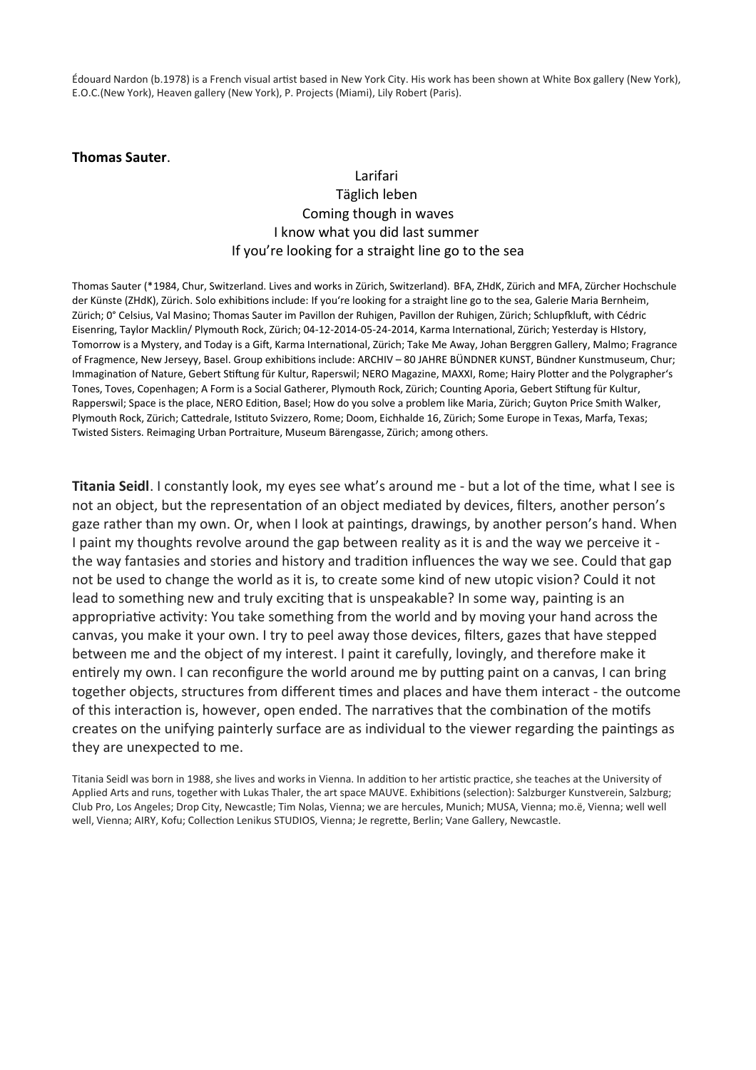Édouard Nardon (b.1978) is a French visual artist based in New York City. His work has been shown at White Box gallery (New York), E.O.C.(New York), Heaven gallery (New York), P. Projects (Miami), Lily Robert (Paris).

**Thomas Sauter**.

Larifari
Täglich leben
Coming though in waves
I know what you did last summer
If you're looking for a straight line go to the sea

Thomas Sauter (*1984, Chur, Switzerland. Lives and works in Zürich, Switzerland). BFA, ZHdK, Zürich and MFA, Zürcher Hochschule der Künste (ZHdK), Zürich. Solo exhibitions include: If you're looking for a straight line go to the sea, Galerie Maria Bernheim, Zürich; 0° Celsius, Val Masino; Thomas Sauter im Pavillon der Ruhigen, Pavillon der Ruhigen, Zürich; Schlupfkluft, with Cédric Eisenring, Taylor Macklin/ Plymouth Rock, Zürich; 04-12-2014-05-24-2014, Karma International, Zürich; Yesterday is HIstory, Tomorrow is a Mystery, and Today is a Gift, Karma International, Zürich; Take Me Away, Johan Berggren Gallery, Malmo; Fragrance of Fragmence, New Jerseyy, Basel. Group exhibitions include: ARCHIV – 80 JAHRE BÜNDNER KUNST, Bündner Kunstmuseum, Chur; Immagination of Nature, Gebert Stiftung für Kultur, Raperswil; NERO Magazine, MAXXI, Rome; Hairy Plotter and the Polygrapher's Tones, Toves, Copenhagen; A Form is a Social Gatherer, Plymouth Rock, Zürich; Counting Aporia, Gebert Stiftung für Kultur, Rapperswil; Space is the place, NERO Edition, Basel; How do you solve a problem like Maria, Zürich; Guyton Price Smith Walker, Plymouth Rock, Zürich; Cattedrale, Istituto Svizzero, Rome; Doom, Eichhalde 16, Zürich; Some Europe in Texas, Marfa, Texas; Twisted Sisters. Reimaging Urban Portraiture, Museum Bärengasse, Zürich; among others.

**Titania Seidl**. I constantly look, my eyes see what's around me - but a lot of the time, what I see is not an object, but the representation of an object mediated by devices, filters, another person's gaze rather than my own. Or, when I look at paintings, drawings, by another person's hand. When I paint my thoughts revolve around the gap between reality as it is and the way we perceive it - the way fantasies and stories and history and tradition influences the way we see. Could that gap not be used to change the world as it is, to create some kind of new utopic vision? Could it not lead to something new and truly exciting that is unspeakable? In some way, painting is an appropriative activity: You take something from the world and by moving your hand across the canvas, you make it your own. I try to peel away those devices, filters, gazes that have stepped between me and the object of my interest. I paint it carefully, lovingly, and therefore make it entirely my own. I can reconfigure the world around me by putting paint on a canvas, I can bring together objects, structures from different times and places and have them interact - the outcome of this interaction is, however, open ended. The narratives that the combination of the motifs creates on the unifying painterly surface are as individual to the viewer regarding the paintings as they are unexpected to me.

Titania Seidl was born in 1988, she lives and works in Vienna. In addition to her artistic practice, she teaches at the University of Applied Arts and runs, together with Lukas Thaler, the art space MAUVE. Exhibitions (selection): Salzburger Kunstverein, Salzburg; Club Pro, Los Angeles; Drop City, Newcastle; Tim Nolas, Vienna; we are hercules, Munich; MUSA, Vienna; mo.ë, Vienna; well well well, Vienna; AIRY, Kofu; Collection Lenikus STUDIOS, Vienna; Je regrette, Berlin; Vane Gallery, Newcastle.